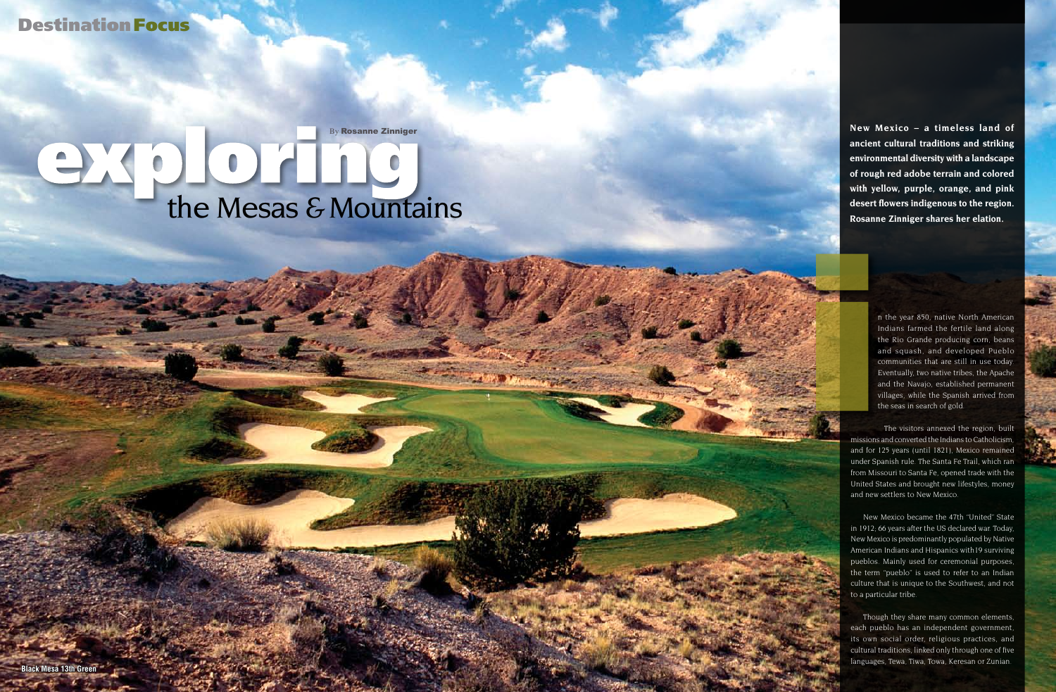Destination Focus

# exploring the Mesas & Mountains

By **Rosanne Zinniger**

**New Mexico – a timeless land of ancient cultural traditions and striking environmental diversity with a landscape of rough red adobe terrain and colored with yellow, purple, orange, and pink desert flowers indigenous to the region. Rosanne Zinniger shares her elation.**

In the year 850, native North American Indians farmed the fertile land along the Rio Grande producing corn, beans and squash, and developed Pueblo communities that are still in use today. Eventually, two native tribes, the Apache and the Navajo, established permanent villages, while the Spanish arrived from the seas in search of gold.

The visitors annexed the region, built missions and converted the Indians to Catholicism, and for 125 years (until 1821), Mexico remained under Spanish rule. The Santa Fe Trail, which ran from Missouri to Santa Fe, opened trade with the United States and brought new lifestyles, money and new settlers to New Mexico.

New Mexico became the 47th "United" State in 1912, 66 years after the US declared war. Today, New Mexico is predominantly populated by Native American Indians and Hispanics with 19 surviving pueblos. Mainly used for ceremonial purposes, the term "pueblo" is used to refer to an Indian culture that is unique to the Southwest, and not to a particular tribe.

Though they share many common elements, each pueblo has an independent government, its own social order, religious practices, and cultural traditions, linked only through one of five languages, Tewa, Tiwa, Towa, Keresan or Zunian.

Black Mesa 13th Green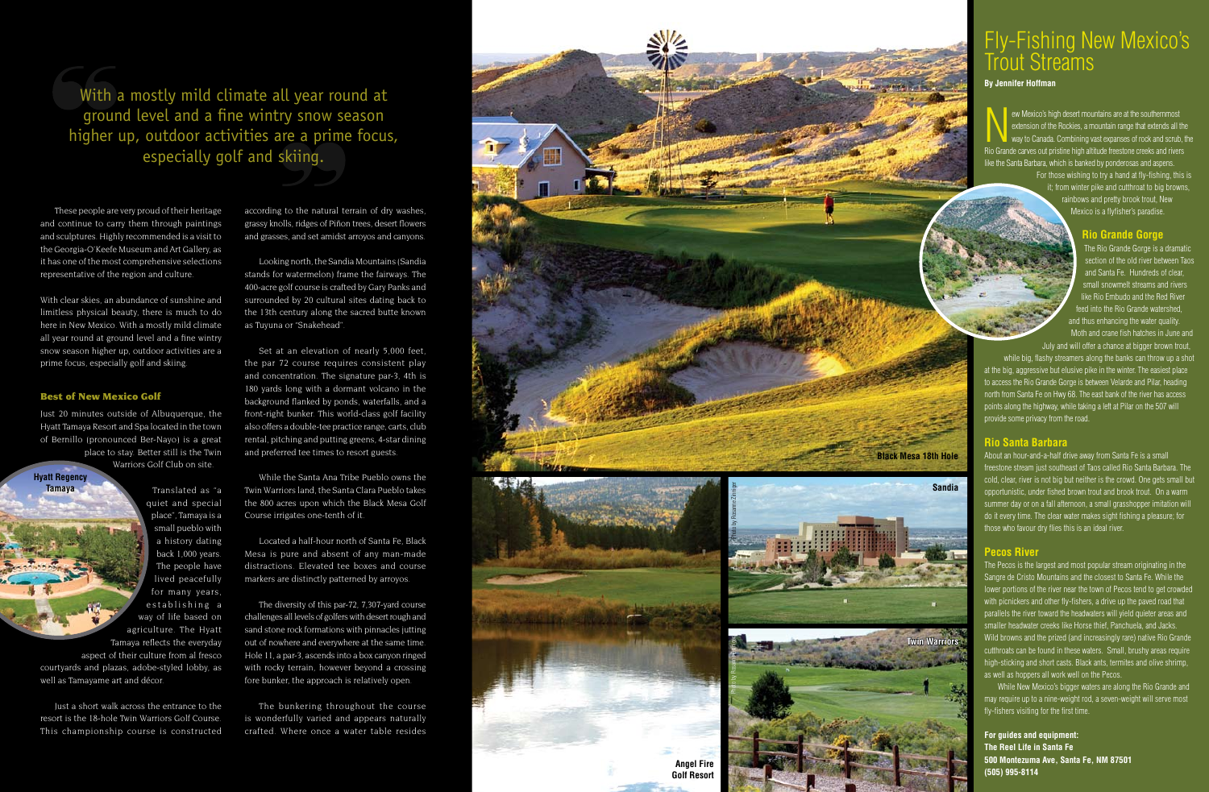> With a mostly mild climate all year round at ground level and a fine wintry snow season higher up, outdoor activities are a prime focus, especially golf and skiing.

These people are very proud of their heritage and continue to carry them through paintings and sculptures. Highly recommended is a visit to the Georgia-O'Keefe Museum and Art Gallery, as it has one of the most comprehensive selections representative of the region and culture.

With clear skies, an abundance of sunshine and limitless physical beauty, there is much to do here in New Mexico. With a mostly mild climate all year round at ground level and a fine wintry snow season higher up, outdoor activities are a prime focus, especially golf and skiing.

### Best of New Mexico Golf

Just 20 minutes outside of Albuquerque, the Hyatt Tamaya Resort and Spa located in the town of Bernillo (pronounced Ber-Nayo) is a great place to stay. Better still is the Twin Warriors Golf Club on site.

Hyatt Regency Tamaya

Translated as "a quiet and special place", Tamaya is a small pueblo with a history dating back 1,000 years. The people have lived peacefully for many years, establishing a way of life based on agriculture. The Hyatt Tamaya reflects the everyday aspect of their culture from al fresco courtyards and plazas, adobe-styled lobby, as well as Tamayame art and décor.

Just a short walk across the entrance to the resort is the 18-hole Twin Warriors Golf Course. This championship course is constructed according to the natural terrain of dry washes, grassy knolls, ridges of Piñon trees, desert flowers and grasses, and set amidst arroyos and canyons.

Looking north, the Sandia Mountains (Sandia stands for watermelon) frame the fairways. The 400-acre golf course is crafted by Gary Panks and surrounded by 20 cultural sites dating back to the 13th century along the sacred butte known as Tuyuna or "Snakehead".

Set at an elevation of nearly 5,000 feet, the par 72 course requires consistent play and concentration. The signature par-3, 4th is 180 yards long with a dormant volcano in the background flanked by ponds, waterfalls, and a front-right bunker. This world-class golf facility also offers a double-tee practice range, carts, club rental, pitching and putting greens, 4-star dining and preferred tee times to resort guests.

While the Santa Ana Tribe Pueblo owns the Twin Warriors land, the Santa Clara Pueblo takes the 800 acres upon which the Black Mesa Golf Course irrigates one-tenth of it.

Located a half-hour north of Santa Fe, Black Mesa is pure and absent of any man-made distractions. Elevated tee boxes and course markers are distinctly patterned by arroyos.

The diversity of this par-72, 7,307-yard course challenges all levels of golfers with desert rough and sand stone rock formations with pinnacles jutting out of nowhere and everywhere at the same time. Hole 11, a par-3, ascends into a box canyon ringed with rocky terrain, however beyond a crossing fore bunker, the approach is relatively open.

The bunkering throughout the course is wonderfully varied and appears naturally crafted. Where once a water table resides

Black Mesa 18th Hole

Sandia

Twin Warriors

Angel Fire Golf Resort

# Fly-Fishing New Mexico's Trout Streams

**By Jennifer Hoffman**

New Mexico's high desert mountains are at the southernmost extension of the Rockies, a mountain range that extends all the way to Canada. Combining vast expanses of rock and scrub, the Rio Grande carves out pristine high altitude freestone creeks and rivers like the Santa Barbara, which is banked by ponderosas and aspens.

For those wishing to try a hand at fly-fishing, this is it; from winter pike and cutthroat to big browns, rainbows and pretty brook trout, New Mexico is a flyfisher's paradise.

## Rio Grande Gorge

The Rio Grande Gorge is a dramatic section of the old river between Taos and Santa Fe. Hundreds of clear, small snowmelt streams and rivers like Rio Embudo and the Red River feed into the Rio Grande watershed, and thus enhancing the water quality. Moth and crane fish hatches in June and July and will offer a chance at bigger brown trout, while big, flashy streamers along the banks can throw up a shot at the big, aggressive but elusive pike in the winter. The easiest place to access the Rio Grande Gorge is between Velarde and Pilar, heading north from Santa Fe on Hwy 68. The east bank of the river has access points along the highway, while taking a left at Pilar on the 507 will provide some privacy from the road.

## Rio Santa Barbara

About an hour-and-a-half drive away from Santa Fe is a small freestone stream just southeast of Taos called Rio Santa Barbara. The cold, clear, river is not big but neither is the crowd. One gets small but opportunistic, under fished brown trout and brook trout. On a warm summer day or on a fall afternoon, a small grasshopper imitation will do it every time. The clear water makes sight fishing a pleasure; for those who favour dry flies this is an ideal river.

## Pecos River

The Pecos is the largest and most popular stream originating in the Sangre de Cristo Mountains and the closest to Santa Fe. While the lower portions of the river near the town of Pecos tend to get crowded with picnickers and other fly-fishers, a drive up the paved road that parallels the river toward the headwaters will yield quieter areas and smaller headwater creeks like Horse thief, Panchuela, and Jacks. Wild browns and the prized (and increasingly rare) native Rio Grande cutthroats can be found in these waters. Small, brushy areas require high-sticking and short casts. Black ants, termites and olive shrimp, as well as hoppers all work well on the Pecos.

While New Mexico's bigger waters are along the Rio Grande and may require up to a nine-weight rod, a seven-weight will serve most fly-fishers visiting for the first time.

**For guides and equipment:**
**The Reel Life in Santa Fe**
**500 Montezuma Ave, Santa Fe, NM 87501**
**(505) 995-8114**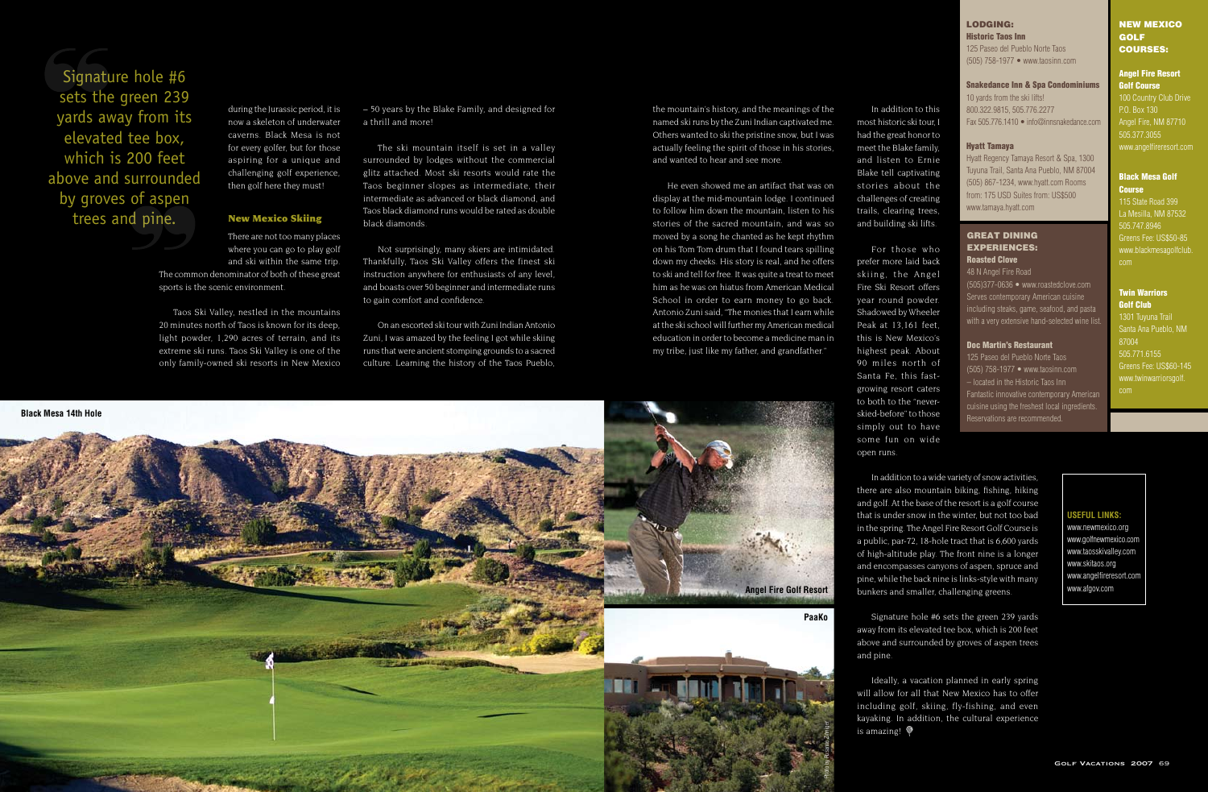> Signature hole #6 sets the green 239 yards away from its elevated tee box, which is 200 feet above and surrounded by groves of aspen trees and pine.

during the Jurassic period, it is now a skeleton of underwater caverns. Black Mesa is not for every golfer, but for those aspiring for a unique and challenging golf experience, then golf here they must!

### New Mexico Skiing

There are not too many places where you can go to play golf and ski within the same trip. The common denominator of both of these great sports is the scenic environment.

Taos Ski Valley, nestled in the mountains 20 minutes north of Taos is known for its deep, light powder, 1,290 acres of terrain, and its extreme ski runs. Taos Ski Valley is one of the only family-owned ski resorts in New Mexico – 50 years by the Blake Family, and designed for a thrill and more!

The ski mountain itself is set in a valley surrounded by lodges without the commercial glitz attached. Most ski resorts would rate the Taos beginner slopes as intermediate, their intermediate as advanced or black diamond, and Taos black diamond runs would be rated as double black diamonds.

Not surprisingly, many skiers are intimidated. Thankfully, Taos Ski Valley offers the finest ski instruction anywhere for enthusiasts of any level, and boasts over 50 beginner and intermediate runs to gain comfort and confidence.

On an escorted ski tour with Zuni Indian Antonio Zuni, I was amazed by the feeling I got while skiing runs that were ancient stomping grounds to a sacred culture. Learning the history of the Taos Pueblo, the mountain's history, and the meanings of the named ski runs by the Zuni Indian captivated me. Others wanted to ski the pristine snow, but I was actually feeling the spirit of those in his stories, and wanted to hear and see more.

He even showed me an artifact that was on display at the mid-mountain lodge. I continued to follow him down the mountain, listen to his stories of the sacred mountain, and was so moved by a song he chanted as he kept rhythm on his Tom Tom drum that I found tears spilling down my cheeks. His story is real, and he offers to ski and tell for free. It was quite a treat to meet him as he was on hiatus from American Medical School in order to earn money to go back. Antonio Zuni said, "The monies that I earn while at the ski school will further my American medical education in order to become a medicine man in my tribe, just like my father, and grandfather."

In addition to this most historic ski tour, I had the great honor to meet the Blake family, and listen to Ernie Blake tell captivating stories about the challenges of creating trails, clearing trees, and building ski lifts.

For those who prefer more laid back skiing, the Angel Fire Ski Resort offers year round powder. Shadowed by Wheeler Peak at 13,161 feet, this is New Mexico's highest peak. About 90 miles north of Santa Fe, this fast-growing resort caters to both to the "never-skied-before" to those simply out to have some fun on wide open runs.

In addition to a wide variety of snow activities, there are also mountain biking, fishing, hiking and golf. At the base of the resort is a golf course that is under snow in the winter, but not too bad in the spring. The Angel Fire Resort Golf Course is a public, par-72, 18-hole tract that is 6,600 yards of high-altitude play. The front nine is a longer and encompasses canyons of aspen, spruce and pine, while the back nine is links-style with many bunkers and smaller, challenging greens.

Signature hole #6 sets the green 239 yards away from its elevated tee box, which is 200 feet above and surrounded by groves of aspen trees and pine.

Ideally, a vacation planned in early spring will allow for all that New Mexico has to offer including golf, skiing, fly-fishing, and even kayaking. In addition, the cultural experience is amazing!

Black Mesa 14th Hole

Angel Fire Golf Resort

PaaKo

### LODGING:

**Historic Taos Inn**
125 Paseo del Pueblo Norte Taos
(505) 758-1977 • www.taosinn.com

**Snakedance Inn & Spa Condominiums**
10 yards from the ski lifts!
800.322.9815, 505.776.2277
Fax 505.776.1410 • info@innsnakedance.com

**Hyatt Tamaya**
Hyatt Regency Tamaya Resort & Spa, 1300 Tuyuna Trail, Santa Ana Pueblo, NM 87004
(505) 867-1234, www.hyatt.com Rooms from: 175 USD Suites from: US$500
www.tamaya.hyatt.com

### GREAT DINING EXPERIENCES:

**Roasted Clove**
48 N Angel Fire Road
(505)377-0636 • www.roastedclove.com
Serves contemporary American cuisine including steaks, game, seafood, and pasta with a very extensive hand-selected wine list.

**Doc Martin's Restaurant**
125 Paseo del Pueblo Norte Taos
(505) 758-1977 • www.taosinn.com
– located in the Historic Taos Inn
Fantastic innovative contemporary American cuisine using the freshest local ingredients. Reservations are recommended.

### NEW MEXICO GOLF COURSES:

**Angel Fire Resort Golf Course**
100 Country Club Drive
P.O. Box 130
Angel Fire, NM 87710
505.377.3055
www.angelfireresort.com

**Black Mesa Golf Course**
115 State Road 399
La Mesilla, NM 87532
505.747.8946
Greens Fee: US$50-85
www.blackmesagolfclub.com

**Twin Warriors Golf Club**
1301 Tuyuna Trail
Santa Ana Pueblo, NM 87004
505.771.6155
Greens Fee: US$60-145
www.twinwarriorsgolf.com

### USEFUL LINKS:

www.newmexico.org
www.golfnewmexico.com
www.taosskivalley.com
www.skitaos.org
www.angelfireresort.com
www.afgov.com